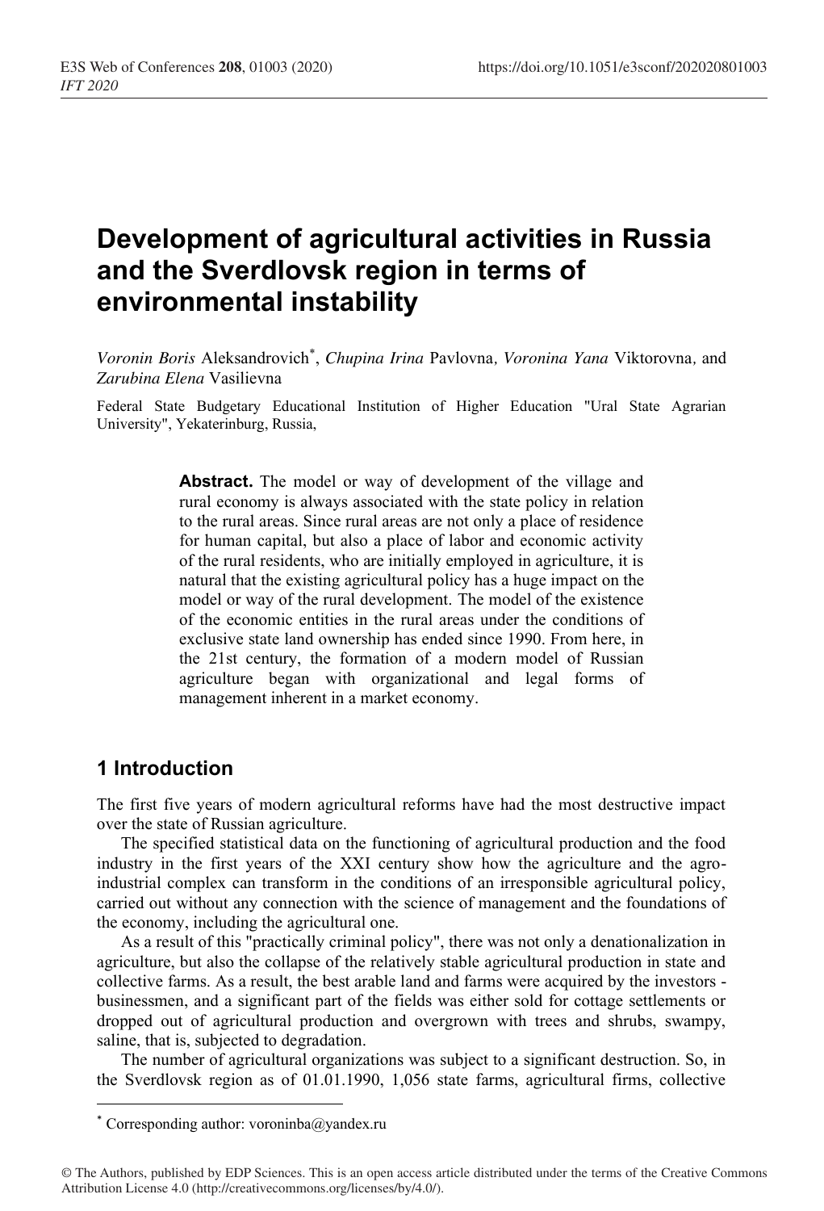# Development of agricultural activities in Russia and the Sverdlovsk region in terms of environmental instability

*Voronin Boris* Aleksandrovich*, *Chupina Irina* Pavlovna, *Voronina Yana* Viktorovna, and *Zarubina Elena* Vasilievna

Federal State Budgetary Educational Institution of Higher Education "Ural State Agrarian University", Yekaterinburg, Russia,

**Abstract.** The model or way of development of the village and rural economy is always associated with the state policy in relation to the rural areas. Since rural areas are not only a place of residence for human capital, but also a place of labor and economic activity of the rural residents, who are initially employed in agriculture, it is natural that the existing agricultural policy has a huge impact on the model or way of the rural development. The model of the existence of the economic entities in the rural areas under the conditions of exclusive state land ownership has ended since 1990. From here, in the 21st century, the formation of a modern model of Russian agriculture began with organizational and legal forms of management inherent in a market economy.

## 1 Introduction

The first five years of modern agricultural reforms have had the most destructive impact over the state of Russian agriculture.

The specified statistical data on the functioning of agricultural production and the food industry in the first years of the XXI century show how the agriculture and the agro-industrial complex can transform in the conditions of an irresponsible agricultural policy, carried out without any connection with the science of management and the foundations of the economy, including the agricultural one.

As a result of this "practically criminal policy", there was not only a denationalization in agriculture, but also the collapse of the relatively stable agricultural production in state and collective farms. As a result, the best arable land and farms were acquired by the investors - businessmen, and a significant part of the fields was either sold for cottage settlements or dropped out of agricultural production and overgrown with trees and shrubs, swampy, saline, that is, subjected to degradation.

The number of agricultural organizations was subject to a significant destruction. So, in the Sverdlovsk region as of 01.01.1990, 1,056 state farms, agricultural firms, collective

* Corresponding author: voroninba@yandex.ru

© The Authors, published by EDP Sciences. This is an open access article distributed under the terms of the Creative Commons Attribution License 4.0 (http://creativecommons.org/licenses/by/4.0/).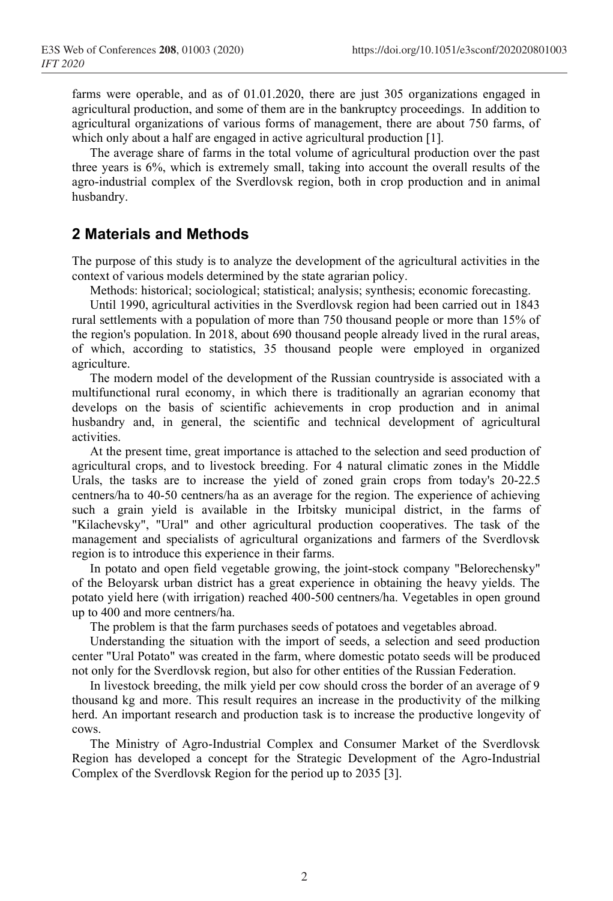farms were operable, and as of 01.01.2020, there are just 305 organizations engaged in agricultural production, and some of them are in the bankruptcy proceedings. In addition to agricultural organizations of various forms of management, there are about 750 farms, of which only about a half are engaged in active agricultural production [1].

The average share of farms in the total volume of agricultural production over the past three years is 6%, which is extremely small, taking into account the overall results of the agro-industrial complex of the Sverdlovsk region, both in crop production and in animal husbandry.

## 2 Materials and Methods

The purpose of this study is to analyze the development of the agricultural activities in the context of various models determined by the state agrarian policy.

Methods: historical; sociological; statistical; analysis; synthesis; economic forecasting.

Until 1990, agricultural activities in the Sverdlovsk region had been carried out in 1843 rural settlements with a population of more than 750 thousand people or more than 15% of the region's population. In 2018, about 690 thousand people already lived in the rural areas, of which, according to statistics, 35 thousand people were employed in organized agriculture.

The modern model of the development of the Russian countryside is associated with a multifunctional rural economy, in which there is traditionally an agrarian economy that develops on the basis of scientific achievements in crop production and in animal husbandry and, in general, the scientific and technical development of agricultural activities.

At the present time, great importance is attached to the selection and seed production of agricultural crops, and to livestock breeding. For 4 natural climatic zones in the Middle Urals, the tasks are to increase the yield of zoned grain crops from today's 20-22.5 centners/ha to 40-50 centners/ha as an average for the region. The experience of achieving such a grain yield is available in the Irbitsky municipal district, in the farms of "Kilachevsky", "Ural" and other agricultural production cooperatives. The task of the management and specialists of agricultural organizations and farmers of the Sverdlovsk region is to introduce this experience in their farms.

In potato and open field vegetable growing, the joint-stock company "Belorechensky" of the Beloyarsk urban district has a great experience in obtaining the heavy yields. The potato yield here (with irrigation) reached 400-500 centners/ha. Vegetables in open ground up to 400 and more centners/ha.

The problem is that the farm purchases seeds of potatoes and vegetables abroad.

Understanding the situation with the import of seeds, a selection and seed production center "Ural Potato" was created in the farm, where domestic potato seeds will be produced not only for the Sverdlovsk region, but also for other entities of the Russian Federation.

In livestock breeding, the milk yield per cow should cross the border of an average of 9 thousand kg and more. This result requires an increase in the productivity of the milking herd. An important research and production task is to increase the productive longevity of cows.

The Ministry of Agro-Industrial Complex and Consumer Market of the Sverdlovsk Region has developed a concept for the Strategic Development of the Agro-Industrial Complex of the Sverdlovsk Region for the period up to 2035 [3].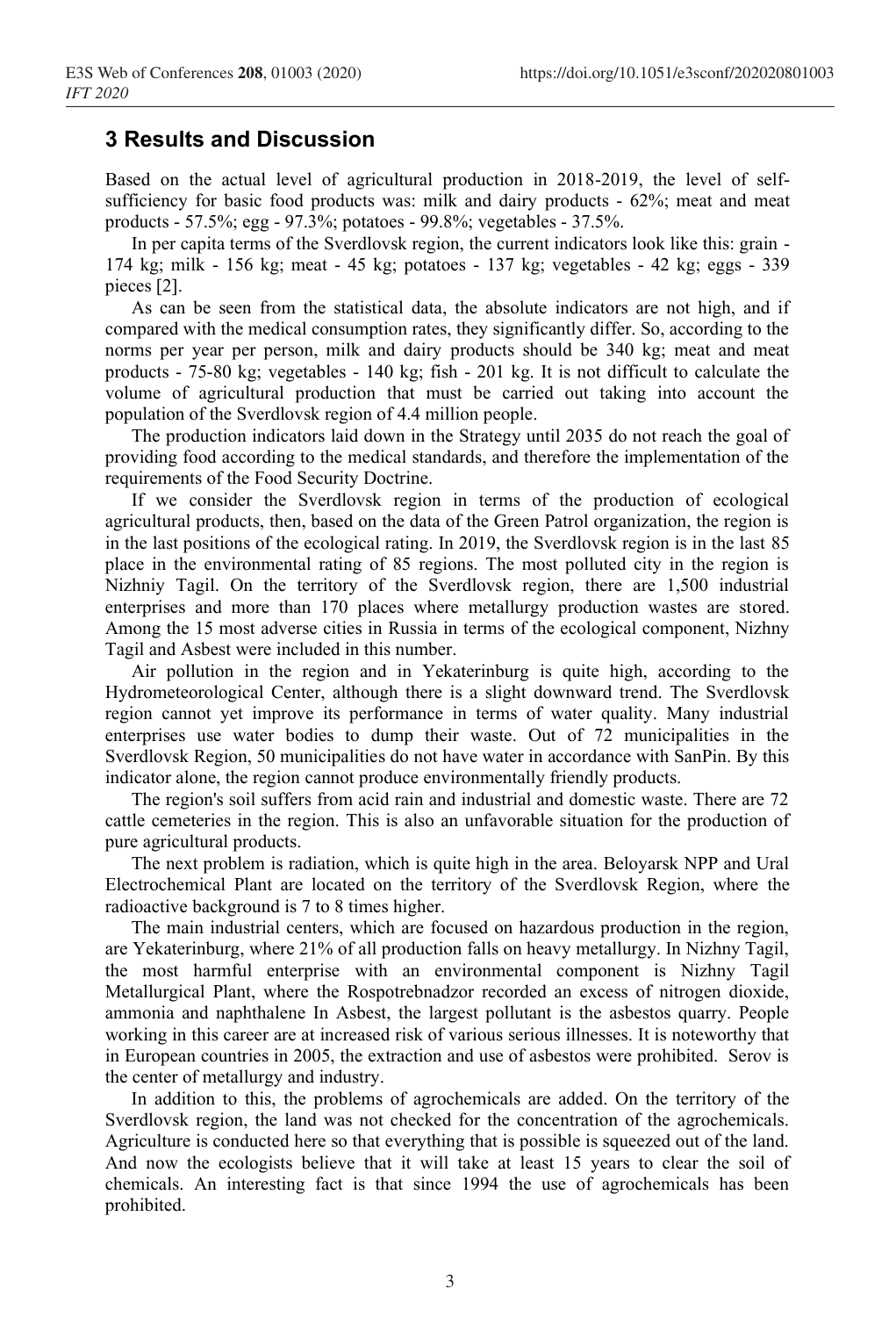## 3 Results and Discussion

Based on the actual level of agricultural production in 2018-2019, the level of self-sufficiency for basic food products was: milk and dairy products - 62%; meat and meat products - 57.5%; egg - 97.3%; potatoes - 99.8%; vegetables - 37.5%.

In per capita terms of the Sverdlovsk region, the current indicators look like this: grain - 174 kg; milk - 156 kg; meat - 45 kg; potatoes - 137 kg; vegetables - 42 kg; eggs - 339 pieces [2].

As can be seen from the statistical data, the absolute indicators are not high, and if compared with the medical consumption rates, they significantly differ. So, according to the norms per year per person, milk and dairy products should be 340 kg; meat and meat products - 75-80 kg; vegetables - 140 kg; fish - 201 kg. It is not difficult to calculate the volume of agricultural production that must be carried out taking into account the population of the Sverdlovsk region of 4.4 million people.

The production indicators laid down in the Strategy until 2035 do not reach the goal of providing food according to the medical standards, and therefore the implementation of the requirements of the Food Security Doctrine.

If we consider the Sverdlovsk region in terms of the production of ecological agricultural products, then, based on the data of the Green Patrol organization, the region is in the last positions of the ecological rating. In 2019, the Sverdlovsk region is in the last 85 place in the environmental rating of 85 regions. The most polluted city in the region is Nizhniy Tagil. On the territory of the Sverdlovsk region, there are 1,500 industrial enterprises and more than 170 places where metallurgy production wastes are stored. Among the 15 most adverse cities in Russia in terms of the ecological component, Nizhny Tagil and Asbest were included in this number.

Air pollution in the region and in Yekaterinburg is quite high, according to the Hydrometeorological Center, although there is a slight downward trend. The Sverdlovsk region cannot yet improve its performance in terms of water quality. Many industrial enterprises use water bodies to dump their waste. Out of 72 municipalities in the Sverdlovsk Region, 50 municipalities do not have water in accordance with SanPin. By this indicator alone, the region cannot produce environmentally friendly products.

The region's soil suffers from acid rain and industrial and domestic waste. There are 72 cattle cemeteries in the region. This is also an unfavorable situation for the production of pure agricultural products.

The next problem is radiation, which is quite high in the area. Beloyarsk NPP and Ural Electrochemical Plant are located on the territory of the Sverdlovsk Region, where the radioactive background is 7 to 8 times higher.

The main industrial centers, which are focused on hazardous production in the region, are Yekaterinburg, where 21% of all production falls on heavy metallurgy. In Nizhny Tagil, the most harmful enterprise with an environmental component is Nizhny Tagil Metallurgical Plant, where the Rospotrebnadzor recorded an excess of nitrogen dioxide, ammonia and naphthalene In Asbest, the largest pollutant is the asbestos quarry. People working in this career are at increased risk of various serious illnesses. It is noteworthy that in European countries in 2005, the extraction and use of asbestos were prohibited. Serov is the center of metallurgy and industry.

In addition to this, the problems of agrochemicals are added. On the territory of the Sverdlovsk region, the land was not checked for the concentration of the agrochemicals. Agriculture is conducted here so that everything that is possible is squeezed out of the land. And now the ecologists believe that it will take at least 15 years to clear the soil of chemicals. An interesting fact is that since 1994 the use of agrochemicals has been prohibited.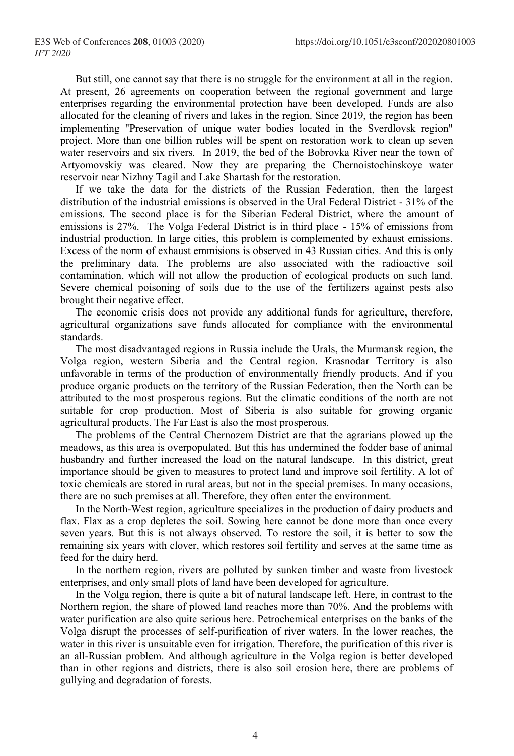But still, one cannot say that there is no struggle for the environment at all in the region. At present, 26 agreements on cooperation between the regional government and large enterprises regarding the environmental protection have been developed. Funds are also allocated for the cleaning of rivers and lakes in the region. Since 2019, the region has been implementing "Preservation of unique water bodies located in the Sverdlovsk region" project. More than one billion rubles will be spent on restoration work to clean up seven water reservoirs and six rivers. In 2019, the bed of the Bobrovka River near the town of Artyomovskiy was cleared. Now they are preparing the Chernoistochinskoye water reservoir near Nizhny Tagil and Lake Shartash for the restoration.

If we take the data for the districts of the Russian Federation, then the largest distribution of the industrial emissions is observed in the Ural Federal District - 31% of the emissions. The second place is for the Siberian Federal District, where the amount of emissions is 27%. The Volga Federal District is in third place - 15% of emissions from industrial production. In large cities, this problem is complemented by exhaust emissions. Excess of the norm of exhaust emmisions is observed in 43 Russian cities. And this is only the preliminary data. The problems are also associated with the radioactive soil contamination, which will not allow the production of ecological products on such land. Severe chemical poisoning of soils due to the use of the fertilizers against pests also brought their negative effect.

The economic crisis does not provide any additional funds for agriculture, therefore, agricultural organizations save funds allocated for compliance with the environmental standards.

The most disadvantaged regions in Russia include the Urals, the Murmansk region, the Volga region, western Siberia and the Central region. Krasnodar Territory is also unfavorable in terms of the production of environmentally friendly products. And if you produce organic products on the territory of the Russian Federation, then the North can be attributed to the most prosperous regions. But the climatic conditions of the north are not suitable for crop production. Most of Siberia is also suitable for growing organic agricultural products. The Far East is also the most prosperous.

The problems of the Central Chernozem District are that the agrarians plowed up the meadows, as this area is overpopulated. But this has undermined the fodder base of animal husbandry and further increased the load on the natural landscape. In this district, great importance should be given to measures to protect land and improve soil fertility. A lot of toxic chemicals are stored in rural areas, but not in the special premises. In many occasions, there are no such premises at all. Therefore, they often enter the environment.

In the North-West region, agriculture specializes in the production of dairy products and flax. Flax as a crop depletes the soil. Sowing here cannot be done more than once every seven years. But this is not always observed. To restore the soil, it is better to sow the remaining six years with clover, which restores soil fertility and serves at the same time as feed for the dairy herd.

In the northern region, rivers are polluted by sunken timber and waste from livestock enterprises, and only small plots of land have been developed for agriculture.

In the Volga region, there is quite a bit of natural landscape left. Here, in contrast to the Northern region, the share of plowed land reaches more than 70%. And the problems with water purification are also quite serious here. Petrochemical enterprises on the banks of the Volga disrupt the processes of self-purification of river waters. In the lower reaches, the water in this river is unsuitable even for irrigation. Therefore, the purification of this river is an all-Russian problem. And although agriculture in the Volga region is better developed than in other regions and districts, there is also soil erosion here, there are problems of gullying and degradation of forests.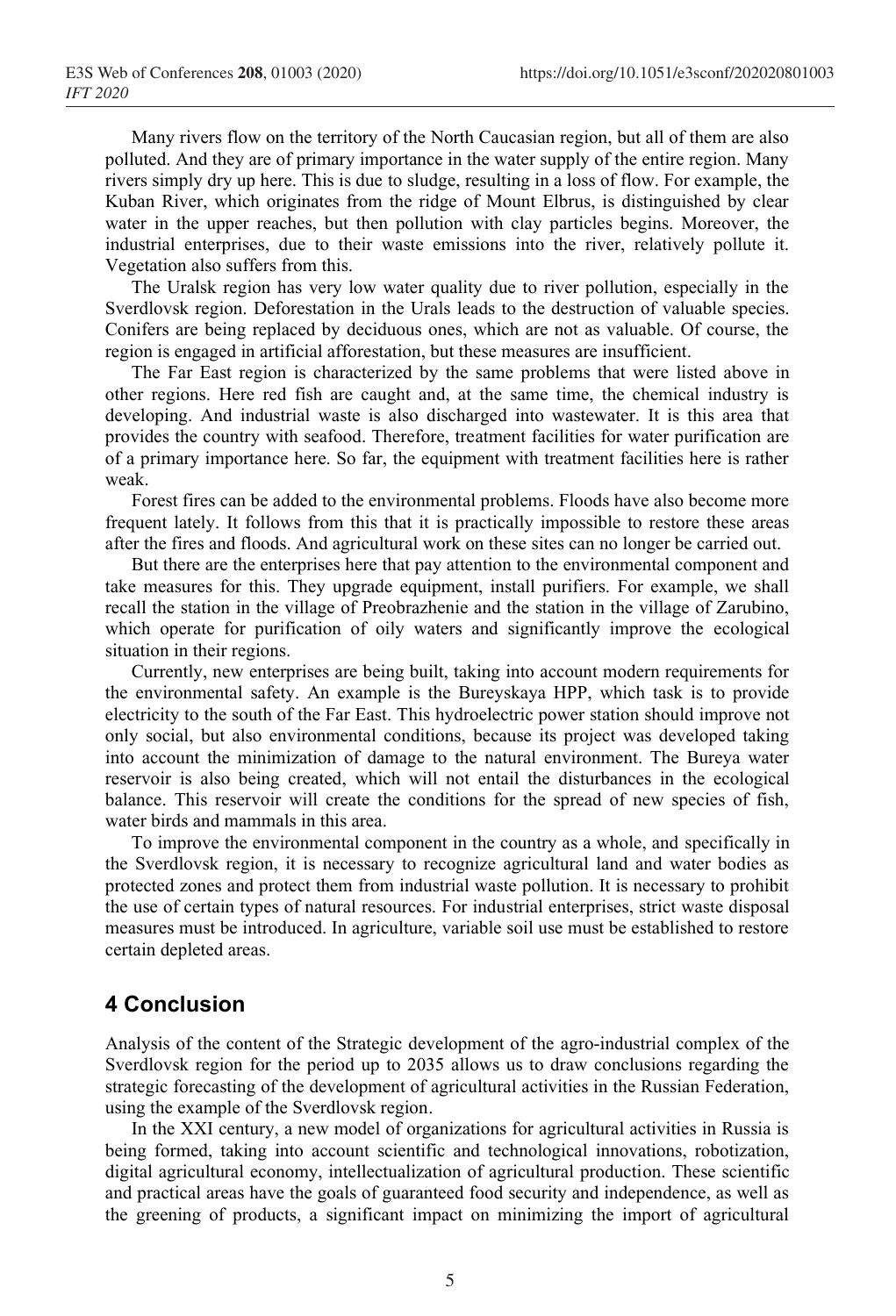Many rivers flow on the territory of the North Caucasian region, but all of them are also polluted. And they are of primary importance in the water supply of the entire region. Many rivers simply dry up here. This is due to sludge, resulting in a loss of flow. For example, the Kuban River, which originates from the ridge of Mount Elbrus, is distinguished by clear water in the upper reaches, but then pollution with clay particles begins. Moreover, the industrial enterprises, due to their waste emissions into the river, relatively pollute it. Vegetation also suffers from this.

The Uralsk region has very low water quality due to river pollution, especially in the Sverdlovsk region. Deforestation in the Urals leads to the destruction of valuable species. Conifers are being replaced by deciduous ones, which are not as valuable. Of course, the region is engaged in artificial afforestation, but these measures are insufficient.

The Far East region is characterized by the same problems that were listed above in other regions. Here red fish are caught and, at the same time, the chemical industry is developing. And industrial waste is also discharged into wastewater. It is this area that provides the country with seafood. Therefore, treatment facilities for water purification are of a primary importance here. So far, the equipment with treatment facilities here is rather weak.

Forest fires can be added to the environmental problems. Floods have also become more frequent lately. It follows from this that it is practically impossible to restore these areas after the fires and floods. And agricultural work on these sites can no longer be carried out.

But there are the enterprises here that pay attention to the environmental component and take measures for this. They upgrade equipment, install purifiers. For example, we shall recall the station in the village of Preobrazhenie and the station in the village of Zarubino, which operate for purification of oily waters and significantly improve the ecological situation in their regions.

Currently, new enterprises are being built, taking into account modern requirements for the environmental safety. An example is the Bureyskaya HPP, which task is to provide electricity to the south of the Far East. This hydroelectric power station should improve not only social, but also environmental conditions, because its project was developed taking into account the minimization of damage to the natural environment. The Bureya water reservoir is also being created, which will not entail the disturbances in the ecological balance. This reservoir will create the conditions for the spread of new species of fish, water birds and mammals in this area.

To improve the environmental component in the country as a whole, and specifically in the Sverdlovsk region, it is necessary to recognize agricultural land and water bodies as protected zones and protect them from industrial waste pollution. It is necessary to prohibit the use of certain types of natural resources. For industrial enterprises, strict waste disposal measures must be introduced. In agriculture, variable soil use must be established to restore certain depleted areas.

## 4 Conclusion

Analysis of the content of the Strategic development of the agro-industrial complex of the Sverdlovsk region for the period up to 2035 allows us to draw conclusions regarding the strategic forecasting of the development of agricultural activities in the Russian Federation, using the example of the Sverdlovsk region.

In the XXI century, a new model of organizations for agricultural activities in Russia is being formed, taking into account scientific and technological innovations, robotization, digital agricultural economy, intellectualization of agricultural production. These scientific and practical areas have the goals of guaranteed food security and independence, as well as the greening of products, a significant impact on minimizing the import of agricultural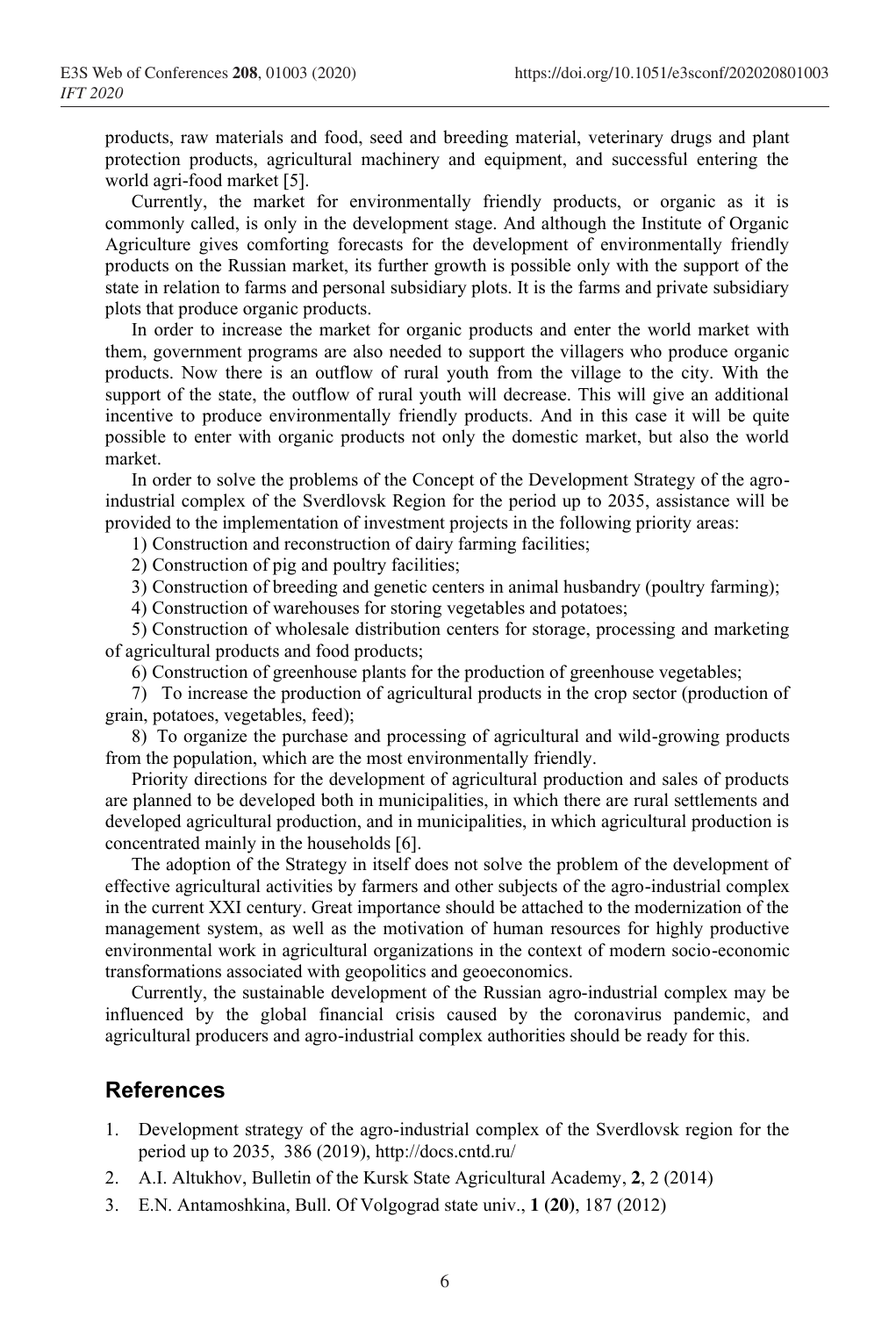products, raw materials and food, seed and breeding material, veterinary drugs and plant protection products, agricultural machinery and equipment, and successful entering the world agri-food market [5].

Currently, the market for environmentally friendly products, or organic as it is commonly called, is only in the development stage. And although the Institute of Organic Agriculture gives comforting forecasts for the development of environmentally friendly products on the Russian market, its further growth is possible only with the support of the state in relation to farms and personal subsidiary plots. It is the farms and private subsidiary plots that produce organic products.

In order to increase the market for organic products and enter the world market with them, government programs are also needed to support the villagers who produce organic products. Now there is an outflow of rural youth from the village to the city. With the support of the state, the outflow of rural youth will decrease. This will give an additional incentive to produce environmentally friendly products. And in this case it will be quite possible to enter with organic products not only the domestic market, but also the world market.

In order to solve the problems of the Concept of the Development Strategy of the agro-industrial complex of the Sverdlovsk Region for the period up to 2035, assistance will be provided to the implementation of investment projects in the following priority areas:

1) Construction and reconstruction of dairy farming facilities;

2) Construction of pig and poultry facilities;

3) Construction of breeding and genetic centers in animal husbandry (poultry farming);

4) Construction of warehouses for storing vegetables and potatoes;

5) Construction of wholesale distribution centers for storage, processing and marketing of agricultural products and food products;

6) Construction of greenhouse plants for the production of greenhouse vegetables;

7) To increase the production of agricultural products in the crop sector (production of grain, potatoes, vegetables, feed);

8) To organize the purchase and processing of agricultural and wild-growing products from the population, which are the most environmentally friendly.

Priority directions for the development of agricultural production and sales of products are planned to be developed both in municipalities, in which there are rural settlements and developed agricultural production, and in municipalities, in which agricultural production is concentrated mainly in the households [6].

The adoption of the Strategy in itself does not solve the problem of the development of effective agricultural activities by farmers and other subjects of the agro-industrial complex in the current XXI century. Great importance should be attached to the modernization of the management system, as well as the motivation of human resources for highly productive environmental work in agricultural organizations in the context of modern socio-economic transformations associated with geopolitics and geoeconomics.

Currently, the sustainable development of the Russian agro-industrial complex may be influenced by the global financial crisis caused by the coronavirus pandemic, and agricultural producers and agro-industrial complex authorities should be ready for this.

## References

1. Development strategy of the agro-industrial complex of the Sverdlovsk region for the period up to 2035, 386 (2019), http://docs.cntd.ru/
2. A.I. Altukhov, Bulletin of the Kursk State Agricultural Academy, **2**, 2 (2014)
3. E.N. Antamoshkina, Bull. Of Volgograd state univ., **1 (20)**, 187 (2012)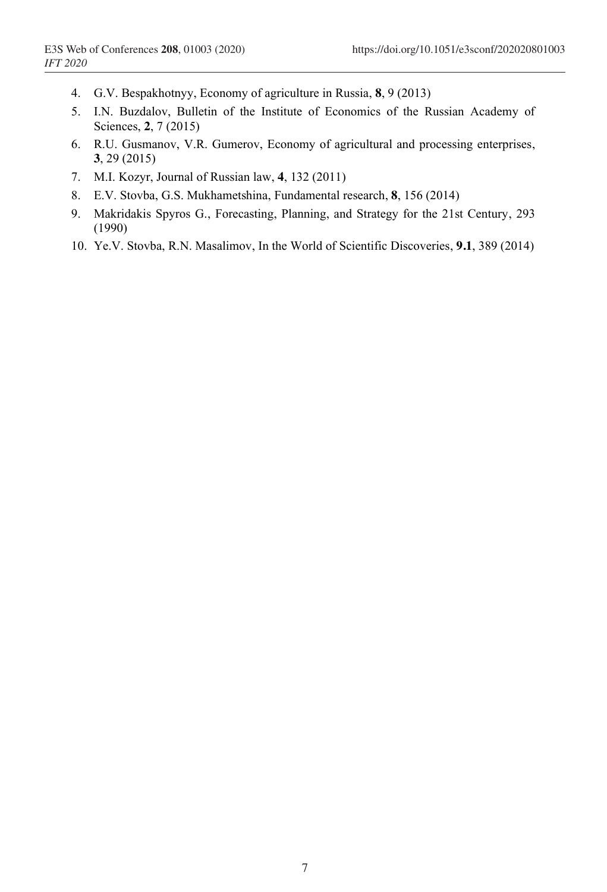4. G.V. Bespakhotnyy, Economy of agriculture in Russia, **8**, 9 (2013)
5. I.N. Buzdalov, Bulletin of the Institute of Economics of the Russian Academy of Sciences, **2**, 7 (2015)
6. R.U. Gusmanov, V.R. Gumerov, Economy of agricultural and processing enterprises, **3**, 29 (2015)
7. M.I. Kozyr, Journal of Russian law, **4**, 132 (2011)
8. E.V. Stovba, G.S. Mukhametshina, Fundamental research, **8**, 156 (2014)
9. Makridakis Spyros G., Forecasting, Planning, and Strategy for the 21st Century, 293 (1990)
10. Ye.V. Stovba, R.N. Masalimov, In the World of Scientific Discoveries, **9.1**, 389 (2014)